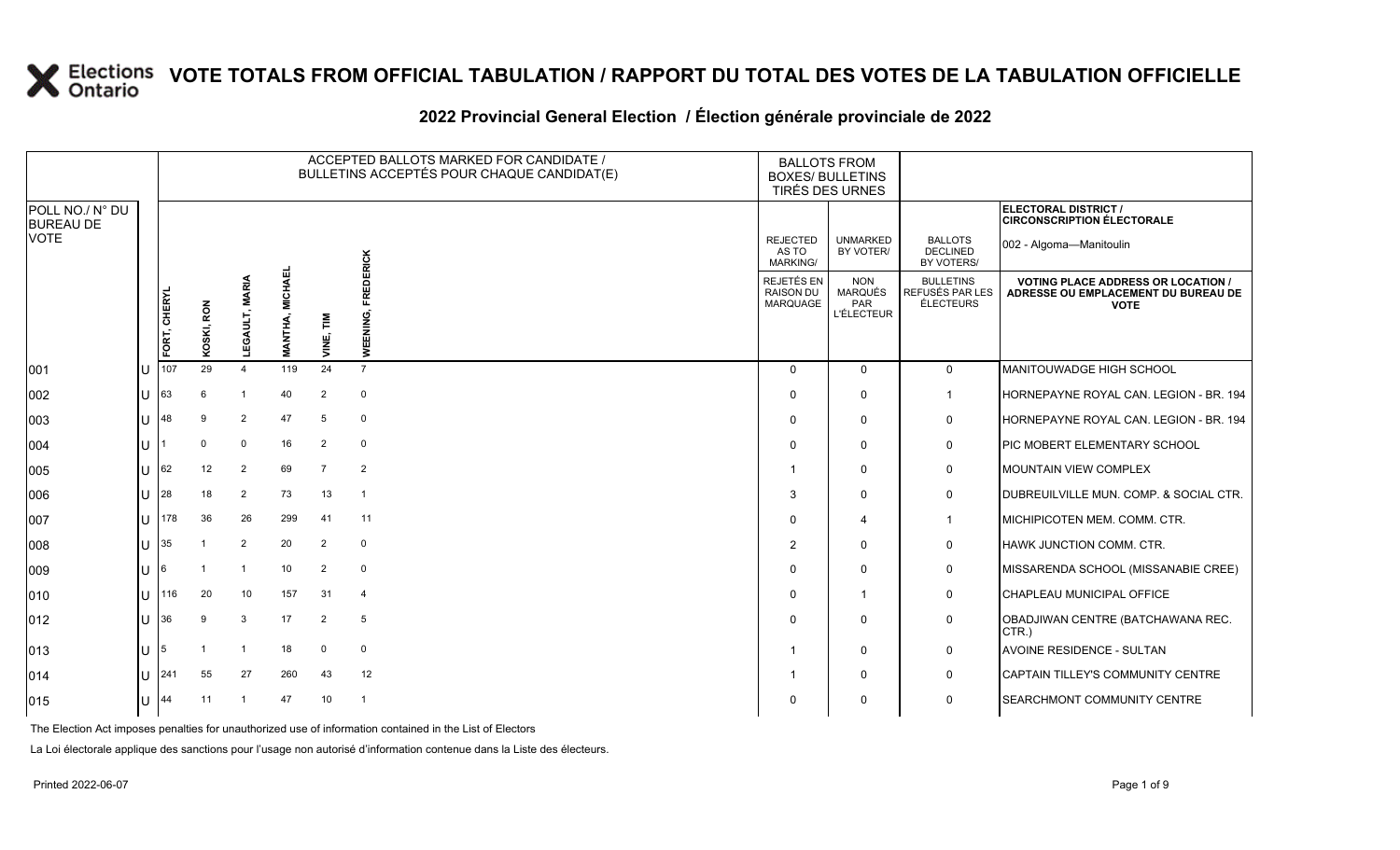# VOTE TOTALS FROM OFFICIAL TABULATION / RAPPORT DU TOTAL DES VOTES DE LA TABULATION OFFICIELLE

## 2022 Provincial General Election / Élection générale provinciale de 2022

ELECTORAL DISTRICT / CIRCONSCRIPTION ÉLECTORALE: 002 - Algoma—Manitoulin

| POLL NO./ N° DU BUREAU DE VOTE | | FORT, CHERYL | KOSKI, RON | LEGAULT, MARIA | MANTHA, MICHAEL | VINE, TIM | WEENING, FREDERICK | REJECTED AS TO MARKING/ REJETÉS EN RAISON DU MARQUAGE | UNMARKED BY VOTER/ NON MARQUÉS PAR L'ÉLECTEUR | BALLOTS DECLINED BY VOTERS/ BULLETINS REFUSÉS PAR LES ÉLECTEURS | VOTING PLACE ADDRESS OR LOCATION / ADRESSE OU EMPLACEMENT DU BUREAU DE VOTE |
|---|---|---|---|---|---|---|---|---|---|---|---|
| 001 | U | 107 | 29 | 4 | 119 | 24 | 7 | 0 | 0 | 0 | MANITOUWADGE HIGH SCHOOL |
| 002 | U | 63 | 6 | 1 | 40 | 2 | 0 | 0 | 0 | 1 | HORNEPAYNE ROYAL CAN. LEGION - BR. 194 |
| 003 | U | 48 | 9 | 2 | 47 | 5 | 0 | 0 | 0 | 0 | HORNEPAYNE ROYAL CAN. LEGION - BR. 194 |
| 004 | U | 1 | 0 | 0 | 16 | 2 | 0 | 0 | 0 | 0 | PIC MOBERT ELEMENTARY SCHOOL |
| 005 | U | 62 | 12 | 2 | 69 | 7 | 2 | 1 | 0 | 0 | MOUNTAIN VIEW COMPLEX |
| 006 | U | 28 | 18 | 2 | 73 | 13 | 1 | 3 | 0 | 0 | DUBREUILVILLE MUN. COMP. & SOCIAL CTR. |
| 007 | U | 178 | 36 | 26 | 299 | 41 | 11 | 0 | 4 | 1 | MICHIPICOTEN MEM. COMM. CTR. |
| 008 | U | 35 | 1 | 2 | 20 | 2 | 0 | 2 | 0 | 0 | HAWK JUNCTION COMM. CTR. |
| 009 | U | 6 | 1 | 1 | 10 | 2 | 0 | 0 | 0 | 0 | MISSARENDA SCHOOL (MISSANABIE CREE) |
| 010 | U | 116 | 20 | 10 | 157 | 31 | 4 | 0 | 1 | 0 | CHAPLEAU MUNICIPAL OFFICE |
| 012 | U | 36 | 9 | 3 | 17 | 2 | 5 | 0 | 0 | 0 | OBADJIWAN CENTRE (BATCHAWANA REC. CTR.) |
| 013 | U | 5 | 1 | 1 | 18 | 0 | 0 | 1 | 0 | 0 | AVOINE RESIDENCE - SULTAN |
| 014 | U | 241 | 55 | 27 | 260 | 43 | 12 | 1 | 0 | 0 | CAPTAIN TILLEY'S COMMUNITY CENTRE |
| 015 | U | 44 | 11 | 1 | 47 | 10 | 1 | 0 | 0 | 0 | SEARCHMONT COMMUNITY CENTRE |

The Election Act imposes penalties for unauthorized use of information contained in the List of Electors

La Loi électorale applique des sanctions pour l'usage non autorisé d'information contenue dans la Liste des électeurs.

Printed 2022-06-07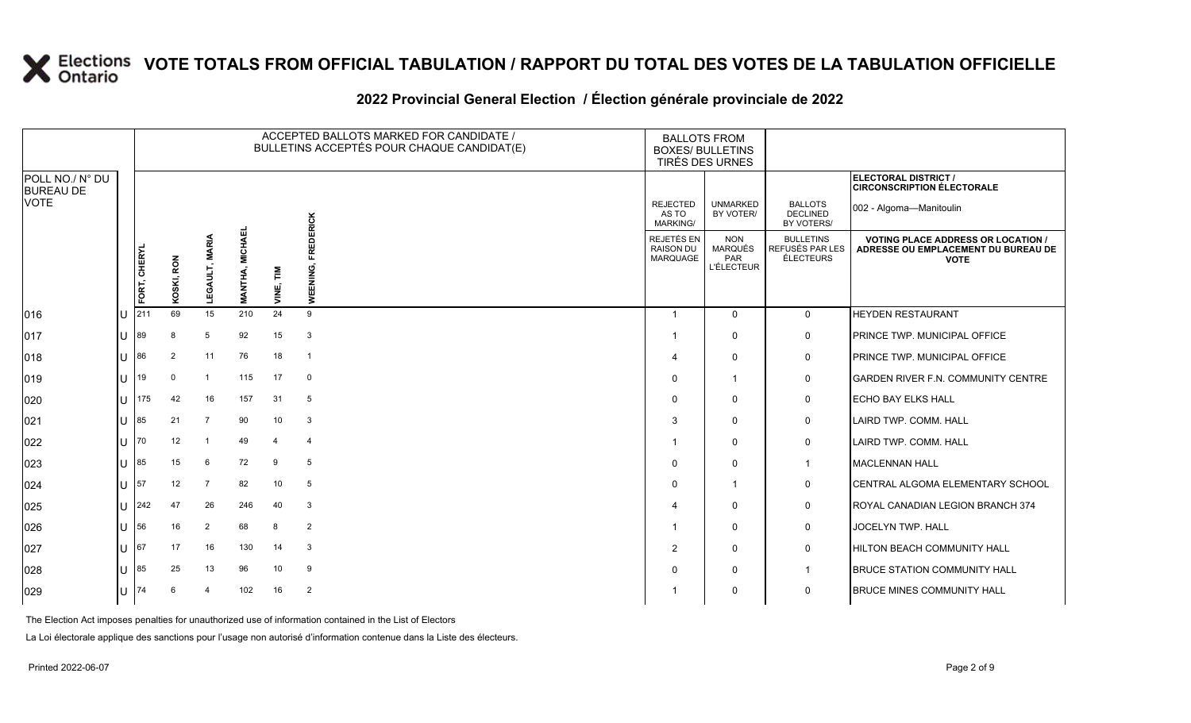# VOTE TOTALS FROM OFFICIAL TABULATION / RAPPORT DU TOTAL DES VOTES DE LA TABULATION OFFICIELLE

## 2022 Provincial General Election / Élection générale provinciale de 2022

ELECTORAL DISTRICT / CIRCONSCRIPTION ÉLECTORALE: 002 - Algoma—Manitoulin

| POLL NO./ N° DU BUREAU DE VOTE | | FORT, CHERYL | KOSKI, RON | LEGAULT, MARIA | MANTHA, MICHAEL | VINE, TIM | WEENING, FREDERICK | REJECTED AS TO MARKING/ REJETÉS EN RAISON DU MARQUAGE | UNMARKED BY VOTER/ NON MARQUÉS PAR L'ÉLECTEUR | BALLOTS DECLINED BY VOTERS/ BULLETINS REFUSÉS PAR LES ÉLECTEURS | VOTING PLACE ADDRESS OR LOCATION / ADRESSE OU EMPLACEMENT DU BUREAU DE VOTE |
|---|---|---|---|---|---|---|---|---|---|---|---|
| 016 | U | 211 | 69 | 15 | 210 | 24 | 9 | 1 | 0 | 0 | HEYDEN RESTAURANT |
| 017 | U | 89 | 8 | 5 | 92 | 15 | 3 | 1 | 0 | 0 | PRINCE TWP. MUNICIPAL OFFICE |
| 018 | U | 86 | 2 | 11 | 76 | 18 | 1 | 4 | 0 | 0 | PRINCE TWP. MUNICIPAL OFFICE |
| 019 | U | 19 | 0 | 1 | 115 | 17 | 0 | 0 | 1 | 0 | GARDEN RIVER F.N. COMMUNITY CENTRE |
| 020 | U | 175 | 42 | 16 | 157 | 31 | 5 | 0 | 0 | 0 | ECHO BAY ELKS HALL |
| 021 | U | 85 | 21 | 7 | 90 | 10 | 3 | 3 | 0 | 0 | LAIRD TWP. COMM. HALL |
| 022 | U | 70 | 12 | 1 | 49 | 4 | 4 | 1 | 0 | 0 | LAIRD TWP. COMM. HALL |
| 023 | U | 85 | 15 | 6 | 72 | 9 | 5 | 0 | 0 | 1 | MACLENNAN HALL |
| 024 | U | 57 | 12 | 7 | 82 | 10 | 5 | 0 | 1 | 0 | CENTRAL ALGOMA ELEMENTARY SCHOOL |
| 025 | U | 242 | 47 | 26 | 246 | 40 | 3 | 4 | 0 | 0 | ROYAL CANADIAN LEGION BRANCH 374 |
| 026 | U | 56 | 16 | 2 | 68 | 8 | 2 | 1 | 0 | 0 | JOCELYN TWP. HALL |
| 027 | U | 67 | 17 | 16 | 130 | 14 | 3 | 2 | 0 | 0 | HILTON BEACH COMMUNITY HALL |
| 028 | U | 85 | 25 | 13 | 96 | 10 | 9 | 0 | 0 | 1 | BRUCE STATION COMMUNITY HALL |
| 029 | U | 74 | 6 | 4 | 102 | 16 | 2 | 1 | 0 | 0 | BRUCE MINES COMMUNITY HALL |

The Election Act imposes penalties for unauthorized use of information contained in the List of Electors

La Loi électorale applique des sanctions pour l'usage non autorisé d'information contenue dans la Liste des électeurs.

Printed 2022-06-07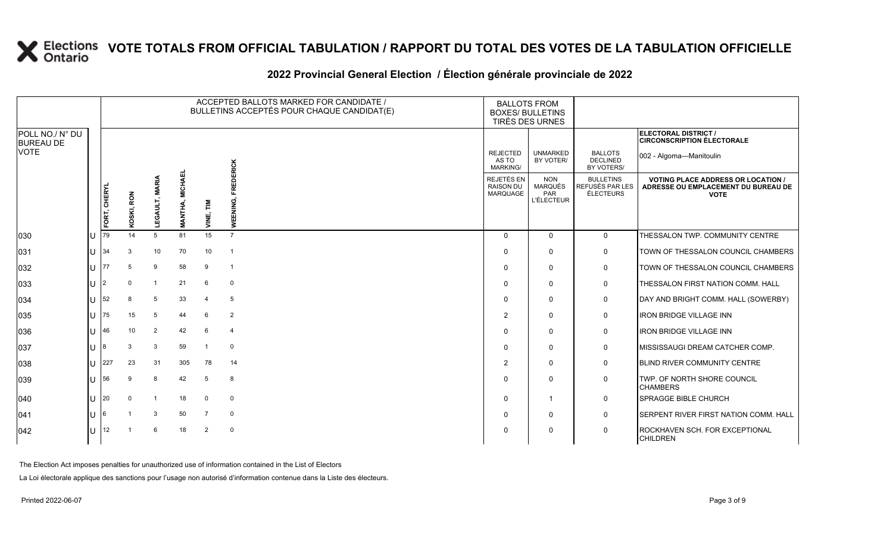# VOTE TOTALS FROM OFFICIAL TABULATION / RAPPORT DU TOTAL DES VOTES DE LA TABULATION OFFICIELLE

## 2022 Provincial General Election / Élection générale provinciale de 2022

ELECTORAL DISTRICT / CIRCONSCRIPTION ÉLECTORALE: 002 - Algoma—Manitoulin

| POLL NO./ N° DU BUREAU DE VOTE | | ACCEPTED BALLOTS MARKED FOR CANDIDATE / BULLETINS ACCEPTÉS POUR CHAQUE CANDIDAT(E) | | | | | | BALLOTS FROM BOXES/ BULLETINS TIRÉS DES URNES | | | |
|---|---|---|---|---|---|---|---|---|---|---|---|
| | | FORT, CHERYL | KOSKI, RON | LEGAULT, MARIA | MANTHA, MICHAEL | VINE, TIM | WEENING, FREDERICK | REJECTED AS TO MARKING/ REJETÉS EN RAISON DU MARQUAGE | UNMARKED BY VOTER/ NON MARQUÉS PAR L'ÉLECTEUR | BALLOTS DECLINED BY VOTERS/ BULLETINS REFUSÉS PAR LES ÉLECTEURS | VOTING PLACE ADDRESS OR LOCATION / ADRESSE OU EMPLACEMENT DU BUREAU DE VOTE |
| 030 | U | 79 | 14 | 5 | 81 | 15 | 7 | 0 | 0 | 0 | THESSALON TWP. COMMUNITY CENTRE |
| 031 | U | 34 | 3 | 10 | 70 | 10 | 1 | 0 | 0 | 0 | TOWN OF THESSALON COUNCIL CHAMBERS |
| 032 | U | 77 | 5 | 9 | 58 | 9 | 1 | 0 | 0 | 0 | TOWN OF THESSALON COUNCIL CHAMBERS |
| 033 | U | 2 | 0 | 1 | 21 | 6 | 0 | 0 | 0 | 0 | THESSALON FIRST NATION COMM. HALL |
| 034 | U | 52 | 8 | 5 | 33 | 4 | 5 | 0 | 0 | 0 | DAY AND BRIGHT COMM. HALL (SOWERBY) |
| 035 | U | 75 | 15 | 5 | 44 | 6 | 2 | 2 | 0 | 0 | IRON BRIDGE VILLAGE INN |
| 036 | U | 46 | 10 | 2 | 42 | 6 | 4 | 0 | 0 | 0 | IRON BRIDGE VILLAGE INN |
| 037 | U | 8 | 3 | 3 | 59 | 1 | 0 | 0 | 0 | 0 | MISSISSAUGI DREAM CATCHER COMP. |
| 038 | U | 227 | 23 | 31 | 305 | 78 | 14 | 2 | 0 | 0 | BLIND RIVER COMMUNITY CENTRE |
| 039 | U | 56 | 9 | 8 | 42 | 5 | 8 | 0 | 0 | 0 | TWP. OF NORTH SHORE COUNCIL CHAMBERS |
| 040 | U | 20 | 0 | 1 | 18 | 0 | 0 | 0 | 1 | 0 | SPRAGGE BIBLE CHURCH |
| 041 | U | 6 | 1 | 3 | 50 | 7 | 0 | 0 | 0 | 0 | SERPENT RIVER FIRST NATION COMM. HALL |
| 042 | U | 12 | 1 | 6 | 18 | 2 | 0 | 0 | 0 | 0 | ROCKHAVEN SCH. FOR EXCEPTIONAL CHILDREN |

The Election Act imposes penalties for unauthorized use of information contained in the List of Electors

La Loi électorale applique des sanctions pour l'usage non autorisé d'information contenue dans la Liste des électeurs.

Printed 2022-06-07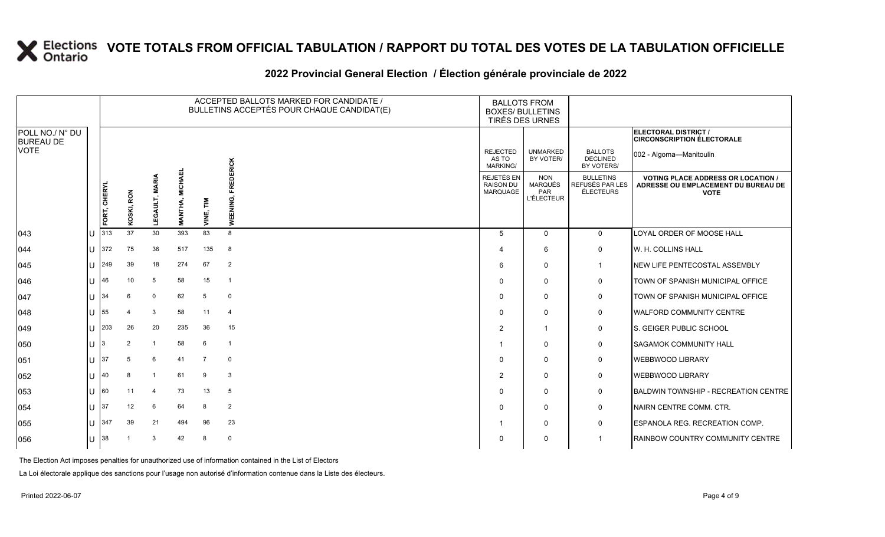# VOTE TOTALS FROM OFFICIAL TABULATION / RAPPORT DU TOTAL DES VOTES DE LA TABULATION OFFICIELLE

## 2022 Provincial General Election / Élection générale provinciale de 2022

ELECTORAL DISTRICT / CIRCONSCRIPTION ÉLECTORALE: 002 - Algoma—Manitoulin

| POLL NO./ N° DU BUREAU DE VOTE | | ACCEPTED BALLOTS MARKED FOR CANDIDATE / BULLETINS ACCEPTÉS POUR CHAQUE CANDIDAT(E) | | | | | | BALLOTS FROM BOXES/ BULLETINS TIRÉS DES URNES | | | |
|---|---|---|---|---|---|---|---|---|---|---|---|
| | | FORT, CHERYL | KOSKI, RON | LEGAULT, MARIA | MANTHA, MICHAEL | VINE, TIM | WEENING, FREDERICK | REJECTED AS TO MARKING/ REJETÉS EN RAISON DU MARQUAGE | UNMARKED BY VOTER/ NON MARQUÉS PAR L'ÉLECTEUR | BALLOTS DECLINED BY VOTERS/ BULLETINS REFUSÉS PAR LES ÉLECTEURS | VOTING PLACE ADDRESS OR LOCATION / ADRESSE OU EMPLACEMENT DU BUREAU DE VOTE |
| 043 | U | 313 | 37 | 30 | 393 | 83 | 8 | 5 | 0 | 0 | LOYAL ORDER OF MOOSE HALL |
| 044 | U | 372 | 75 | 36 | 517 | 135 | 8 | 4 | 6 | 0 | W. H. COLLINS HALL |
| 045 | U | 249 | 39 | 18 | 274 | 67 | 2 | 6 | 0 | 1 | NEW LIFE PENTECOSTAL ASSEMBLY |
| 046 | U | 46 | 10 | 5 | 58 | 15 | 1 | 0 | 0 | 0 | TOWN OF SPANISH MUNICIPAL OFFICE |
| 047 | U | 34 | 6 | 0 | 62 | 5 | 0 | 0 | 0 | 0 | TOWN OF SPANISH MUNICIPAL OFFICE |
| 048 | U | 55 | 4 | 3 | 58 | 11 | 4 | 0 | 0 | 0 | WALFORD COMMUNITY CENTRE |
| 049 | U | 203 | 26 | 20 | 235 | 36 | 15 | 2 | 1 | 0 | S. GEIGER PUBLIC SCHOOL |
| 050 | U | 3 | 2 | 1 | 58 | 6 | 1 | 1 | 0 | 0 | SAGAMOK COMMUNITY HALL |
| 051 | U | 37 | 5 | 6 | 41 | 7 | 0 | 0 | 0 | 0 | WEBBWOOD LIBRARY |
| 052 | U | 40 | 8 | 1 | 61 | 9 | 3 | 2 | 0 | 0 | WEBBWOOD LIBRARY |
| 053 | U | 60 | 11 | 4 | 73 | 13 | 5 | 0 | 0 | 0 | BALDWIN TOWNSHIP - RECREATION CENTRE |
| 054 | U | 37 | 12 | 6 | 64 | 8 | 2 | 0 | 0 | 0 | NAIRN CENTRE COMM. CTR. |
| 055 | U | 347 | 39 | 21 | 494 | 96 | 23 | 1 | 0 | 0 | ESPANOLA REG. RECREATION COMP. |
| 056 | U | 38 | 1 | 3 | 42 | 8 | 0 | 0 | 0 | 1 | RAINBOW COUNTRY COMMUNITY CENTRE |

The Election Act imposes penalties for unauthorized use of information contained in the List of Electors

La Loi électorale applique des sanctions pour l'usage non autorisé d'information contenue dans la Liste des électeurs.

Printed 2022-06-07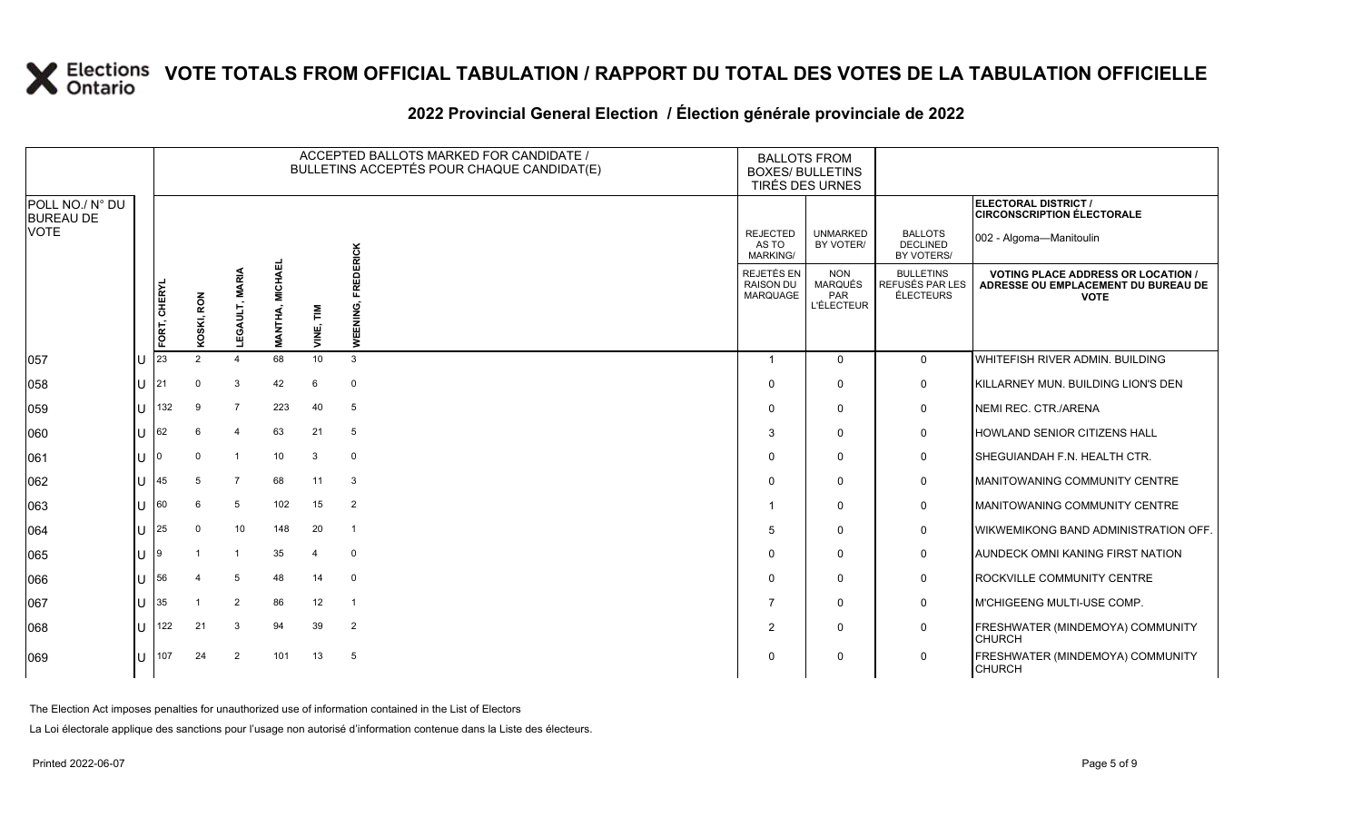# VOTE TOTALS FROM OFFICIAL TABULATION / RAPPORT DU TOTAL DES VOTES DE LA TABULATION OFFICIELLE

## 2022 Provincial General Election / Élection générale provinciale de 2022

| POLL NO./ N° DU BUREAU DE VOTE | | FORT, CHERYL | KOSKI, RON | LEGAULT, MARIA | MANTHA, MICHAEL | VINE, TIM | WEENING, FREDERICK | REJECTED AS TO MARKING/ REJETÉS EN RAISON DU MARQUAGE | UNMARKED BY VOTER/ NON MARQUÉS PAR L'ÉLECTEUR | BALLOTS DECLINED BY VOTERS/ BULLETINS REFUSÉS PAR LES ÉLECTEURS | ELECTORAL DISTRICT / CIRCONSCRIPTION ÉLECTORALE: 002 - Algoma—Manitoulin — VOTING PLACE ADDRESS OR LOCATION / ADRESSE OU EMPLACEMENT DU BUREAU DE VOTE |
|---|---|---|---|---|---|---|---|---|---|---|---|
| 057 | U | 23 | 2 | 4 | 68 | 10 | 3 | 1 | 0 | 0 | WHITEFISH RIVER ADMIN. BUILDING |
| 058 | U | 21 | 0 | 3 | 42 | 6 | 0 | 0 | 0 | 0 | KILLARNEY MUN. BUILDING LION'S DEN |
| 059 | U | 132 | 9 | 7 | 223 | 40 | 5 | 0 | 0 | 0 | NEMI REC. CTR./ARENA |
| 060 | U | 62 | 6 | 4 | 63 | 21 | 5 | 3 | 0 | 0 | HOWLAND SENIOR CITIZENS HALL |
| 061 | U | 0 | 0 | 1 | 10 | 3 | 0 | 0 | 0 | 0 | SHEGUIANDAH F.N. HEALTH CTR. |
| 062 | U | 45 | 5 | 7 | 68 | 11 | 3 | 0 | 0 | 0 | MANITOWANING COMMUNITY CENTRE |
| 063 | U | 60 | 6 | 5 | 102 | 15 | 2 | 1 | 0 | 0 | MANITOWANING COMMUNITY CENTRE |
| 064 | U | 25 | 0 | 10 | 148 | 20 | 1 | 5 | 0 | 0 | WIKWEMIKONG BAND ADMINISTRATION OFF. |
| 065 | U | 9 | 1 | 1 | 35 | 4 | 0 | 0 | 0 | 0 | AUNDECK OMNI KANING FIRST NATION |
| 066 | U | 56 | 4 | 5 | 48 | 14 | 0 | 0 | 0 | 0 | ROCKVILLE COMMUNITY CENTRE |
| 067 | U | 35 | 1 | 2 | 86 | 12 | 1 | 7 | 0 | 0 | M'CHIGEENG MULTI-USE COMP. |
| 068 | U | 122 | 21 | 3 | 94 | 39 | 2 | 2 | 0 | 0 | FRESHWATER (MINDEMOYA) COMMUNITY CHURCH |
| 069 | U | 107 | 24 | 2 | 101 | 13 | 5 | 0 | 0 | 0 | FRESHWATER (MINDEMOYA) COMMUNITY CHURCH |

The Election Act imposes penalties for unauthorized use of information contained in the List of Electors

La Loi électorale applique des sanctions pour l'usage non autorisé d'information contenue dans la Liste des électeurs.

Printed 2022-06-07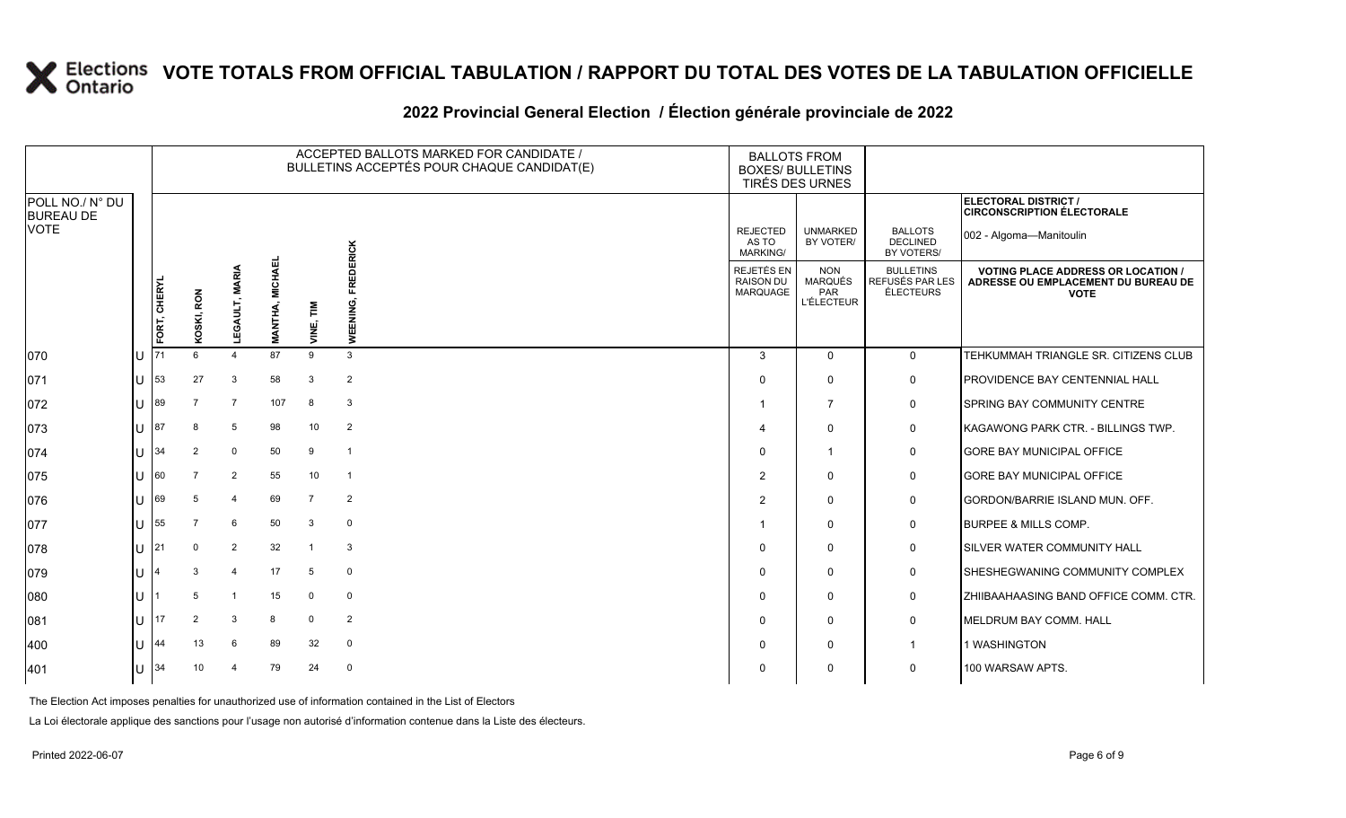# VOTE TOTALS FROM OFFICIAL TABULATION / RAPPORT DU TOTAL DES VOTES DE LA TABULATION OFFICIELLE

## 2022 Provincial General Election / Élection générale provinciale de 2022

ELECTORAL DISTRICT / CIRCONSCRIPTION ÉLECTORALE: 002 - Algoma—Manitoulin

| POLL NO./ N° DU BUREAU DE VOTE | | ACCEPTED BALLOTS MARKED FOR CANDIDATE / BULLETINS ACCEPTÉS POUR CHAQUE CANDIDAT(E) | | | | | | BALLOTS FROM BOXES/ BULLETINS TIRÉS DES URNES | | | |
|---|---|---|---|---|---|---|---|---|---|---|---|
| | | FORT, CHERYL | KOSKI, RON | LEGAULT, MARIA | MANTHA, MICHAEL | VINE, TIM | WEENING, FREDERICK | REJECTED AS TO MARKING/ REJETÉS EN RAISON DU MARQUAGE | UNMARKED BY VOTER/ NON MARQUÉS PAR L'ÉLECTEUR | BALLOTS DECLINED BY VOTERS/ BULLETINS REFUSÉS PAR LES ÉLECTEURS | VOTING PLACE ADDRESS OR LOCATION / ADRESSE OU EMPLACEMENT DU BUREAU DE VOTE |
| 070 | U | 71 | 6 | 4 | 87 | 9 | 3 | 3 | 0 | 0 | TEHKUMMAH TRIANGLE SR. CITIZENS CLUB |
| 071 | U | 53 | 27 | 3 | 58 | 3 | 2 | 0 | 0 | 0 | PROVIDENCE BAY CENTENNIAL HALL |
| 072 | U | 89 | 7 | 7 | 107 | 8 | 3 | 1 | 7 | 0 | SPRING BAY COMMUNITY CENTRE |
| 073 | U | 87 | 8 | 5 | 98 | 10 | 2 | 4 | 0 | 0 | KAGAWONG PARK CTR. - BILLINGS TWP. |
| 074 | U | 34 | 2 | 0 | 50 | 9 | 1 | 0 | 1 | 0 | GORE BAY MUNICIPAL OFFICE |
| 075 | U | 60 | 7 | 2 | 55 | 10 | 1 | 2 | 0 | 0 | GORE BAY MUNICIPAL OFFICE |
| 076 | U | 69 | 5 | 4 | 69 | 7 | 2 | 2 | 0 | 0 | GORDON/BARRIE ISLAND MUN. OFF. |
| 077 | U | 55 | 7 | 6 | 50 | 3 | 0 | 1 | 0 | 0 | BURPEE & MILLS COMP. |
| 078 | U | 21 | 0 | 2 | 32 | 1 | 3 | 0 | 0 | 0 | SILVER WATER COMMUNITY HALL |
| 079 | U | 4 | 3 | 4 | 17 | 5 | 0 | 0 | 0 | 0 | SHESHEGWANING COMMUNITY COMPLEX |
| 080 | U | 1 | 5 | 1 | 15 | 0 | 0 | 0 | 0 | 0 | ZHIIBAAHAASING BAND OFFICE COMM. CTR. |
| 081 | U | 17 | 2 | 3 | 8 | 0 | 2 | 0 | 0 | 0 | MELDRUM BAY COMM. HALL |
| 400 | U | 44 | 13 | 6 | 89 | 32 | 0 | 0 | 0 | 1 | 1 WASHINGTON |
| 401 | U | 34 | 10 | 4 | 79 | 24 | 0 | 0 | 0 | 0 | 100 WARSAW APTS. |

The Election Act imposes penalties for unauthorized use of information contained in the List of Electors

La Loi électorale applique des sanctions pour l'usage non autorisé d'information contenue dans la Liste des électeurs.

Printed 2022-06-07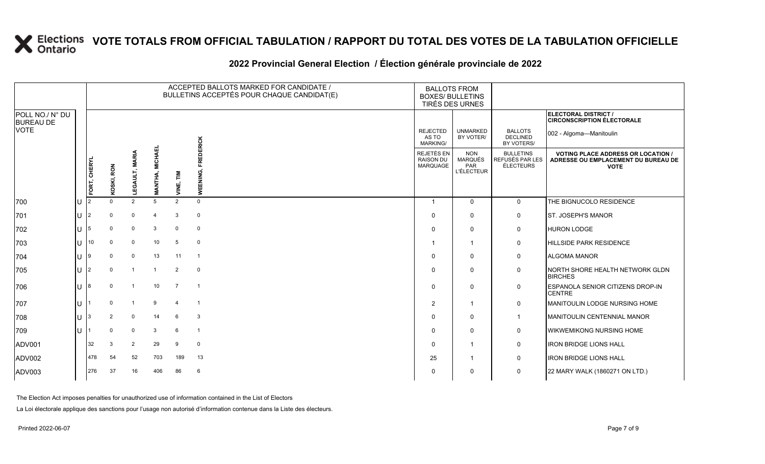# VOTE TOTALS FROM OFFICIAL TABULATION / RAPPORT DU TOTAL DES VOTES DE LA TABULATION OFFICIELLE

## 2022 Provincial General Election / Élection générale provinciale de 2022

**ELECTORAL DISTRICT / CIRCONSCRIPTION ÉLECTORALE:** 002 - Algoma—Manitoulin

| POLL NO./ N° DU BUREAU DE VOTE | | ACCEPTED BALLOTS MARKED FOR CANDIDATE / BULLETINS ACCEPTÉS POUR CHAQUE CANDIDAT(E) | | | | | | BALLOTS FROM BOXES/ BULLETINS TIRÉS DES URNES | | | |
|---|---|---|---|---|---|---|---|---|---|---|---|
| | | FORT, CHERYL | KOSKI, RON | LEGAULT, MARIA | MANTHA, MICHAEL | VINE, TIM | WEENING, FREDERICK | REJECTED AS TO MARKING/ REJETÉS EN RAISON DU MARQUAGE | UNMARKED BY VOTER/ NON MARQUÉS PAR L'ÉLECTEUR | BALLOTS DECLINED BY VOTERS/ BULLETINS REFUSÉS PAR LES ÉLECTEURS | VOTING PLACE ADDRESS OR LOCATION / ADRESSE OU EMPLACEMENT DU BUREAU DE VOTE |
| 700 | U | 2 | 0 | 2 | 5 | 2 | 0 | 1 | 0 | 0 | THE BIGNUCOLO RESIDENCE |
| 701 | U | 2 | 0 | 0 | 4 | 3 | 0 | 0 | 0 | 0 | ST. JOSEPH'S MANOR |
| 702 | U | 5 | 0 | 0 | 3 | 0 | 0 | 0 | 0 | 0 | HURON LODGE |
| 703 | U | 10 | 0 | 0 | 10 | 5 | 0 | 1 | 1 | 0 | HILLSIDE PARK RESIDENCE |
| 704 | U | 9 | 0 | 0 | 13 | 11 | 1 | 0 | 0 | 0 | ALGOMA MANOR |
| 705 | U | 2 | 0 | 1 | 1 | 2 | 0 | 0 | 0 | 0 | NORTH SHORE HEALTH NETWORK GLDN BIRCHES |
| 706 | U | 8 | 0 | 1 | 10 | 7 | 1 | 0 | 0 | 0 | ESPANOLA SENIOR CITIZENS DROP-IN CENTRE |
| 707 | U | 1 | 0 | 1 | 9 | 4 | 1 | 2 | 1 | 0 | MANITOULIN LODGE NURSING HOME |
| 708 | U | 3 | 2 | 0 | 14 | 6 | 3 | 0 | 0 | 1 | MANITOULIN CENTENNIAL MANOR |
| 709 | U | 1 | 0 | 0 | 3 | 6 | 1 | 0 | 0 | 0 | WIKWEMIKONG NURSING HOME |
| ADV001 | | 32 | 3 | 2 | 29 | 9 | 0 | 0 | 1 | 0 | IRON BRIDGE LIONS HALL |
| ADV002 | | 478 | 54 | 52 | 703 | 189 | 13 | 25 | 1 | 0 | IRON BRIDGE LIONS HALL |
| ADV003 | | 276 | 37 | 16 | 406 | 86 | 6 | 0 | 0 | 0 | 22 MARY WALK (1860271 ON LTD.) |

The Election Act imposes penalties for unauthorized use of information contained in the List of Electors

La Loi électorale applique des sanctions pour l'usage non autorisé d'information contenue dans la Liste des électeurs.

Printed 2022-06-07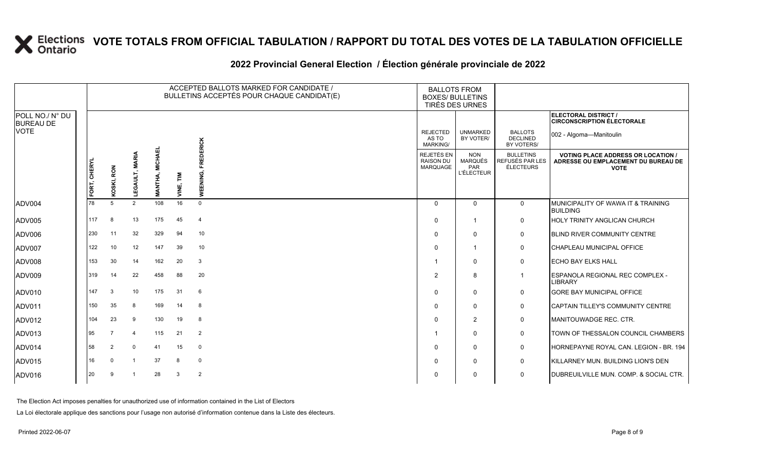# VOTE TOTALS FROM OFFICIAL TABULATION / RAPPORT DU TOTAL DES VOTES DE LA TABULATION OFFICIELLE

## 2022 Provincial General Election / Élection générale provinciale de 2022

| POLL NO./ N° DU BUREAU DE VOTE | ACCEPTED BALLOTS MARKED FOR CANDIDATE / BULLETINS ACCEPTÉS POUR CHAQUE CANDIDAT(E) | | | | | | BALLOTS FROM BOXES/ BULLETINS TIRÉS DES URNES | | | ELECTORAL DISTRICT / CIRCONSCRIPTION ÉLECTORALE 002 - Algoma—Manitoulin |
|---|---|---|---|---|---|---|---|---|---|---|
| | FORT, CHERYL | KOSKI, RON | LEGAULT, MARIA | MANTHA, MICHAEL | VINE, TIM | WEENING, FREDERICK | REJECTED AS TO MARKING/ REJETÉS EN RAISON DU MARQUAGE | UNMARKED BY VOTER/ NON MARQUÉS PAR L'ÉLECTEUR | BALLOTS DECLINED BY VOTERS/ BULLETINS REFUSÉS PAR LES ÉLECTEURS | VOTING PLACE ADDRESS OR LOCATION / ADRESSE OU EMPLACEMENT DU BUREAU DE VOTE |
| ADV004 | 78 | 5 | 2 | 108 | 16 | 0 | 0 | 0 | 0 | MUNICIPALITY OF WAWA IT & TRAINING BUILDING |
| ADV005 | 117 | 8 | 13 | 175 | 45 | 4 | 0 | 1 | 0 | HOLY TRINITY ANGLICAN CHURCH |
| ADV006 | 230 | 11 | 32 | 329 | 94 | 10 | 0 | 0 | 0 | BLIND RIVER COMMUNITY CENTRE |
| ADV007 | 122 | 10 | 12 | 147 | 39 | 10 | 0 | 1 | 0 | CHAPLEAU MUNICIPAL OFFICE |
| ADV008 | 153 | 30 | 14 | 162 | 20 | 3 | 1 | 0 | 0 | ECHO BAY ELKS HALL |
| ADV009 | 319 | 14 | 22 | 458 | 88 | 20 | 2 | 8 | 1 | ESPANOLA REGIONAL REC COMPLEX - LIBRARY |
| ADV010 | 147 | 3 | 10 | 175 | 31 | 6 | 0 | 0 | 0 | GORE BAY MUNICIPAL OFFICE |
| ADV011 | 150 | 35 | 8 | 169 | 14 | 8 | 0 | 0 | 0 | CAPTAIN TILLEY'S COMMUNITY CENTRE |
| ADV012 | 104 | 23 | 9 | 130 | 19 | 8 | 0 | 2 | 0 | MANITOUWADGE REC. CTR. |
| ADV013 | 95 | 7 | 4 | 115 | 21 | 2 | 1 | 0 | 0 | TOWN OF THESSALON COUNCIL CHAMBERS |
| ADV014 | 58 | 2 | 0 | 41 | 15 | 0 | 0 | 0 | 0 | HORNEPAYNE ROYAL CAN. LEGION - BR. 194 |
| ADV015 | 16 | 0 | 1 | 37 | 8 | 0 | 0 | 0 | 0 | KILLARNEY MUN. BUILDING LION'S DEN |
| ADV016 | 20 | 9 | 1 | 28 | 3 | 2 | 0 | 0 | 0 | DUBREUILVILLE MUN. COMP. & SOCIAL CTR. |

The Election Act imposes penalties for unauthorized use of information contained in the List of Electors

La Loi électorale applique des sanctions pour l'usage non autorisé d'information contenue dans la Liste des électeurs.

Printed 2022-06-07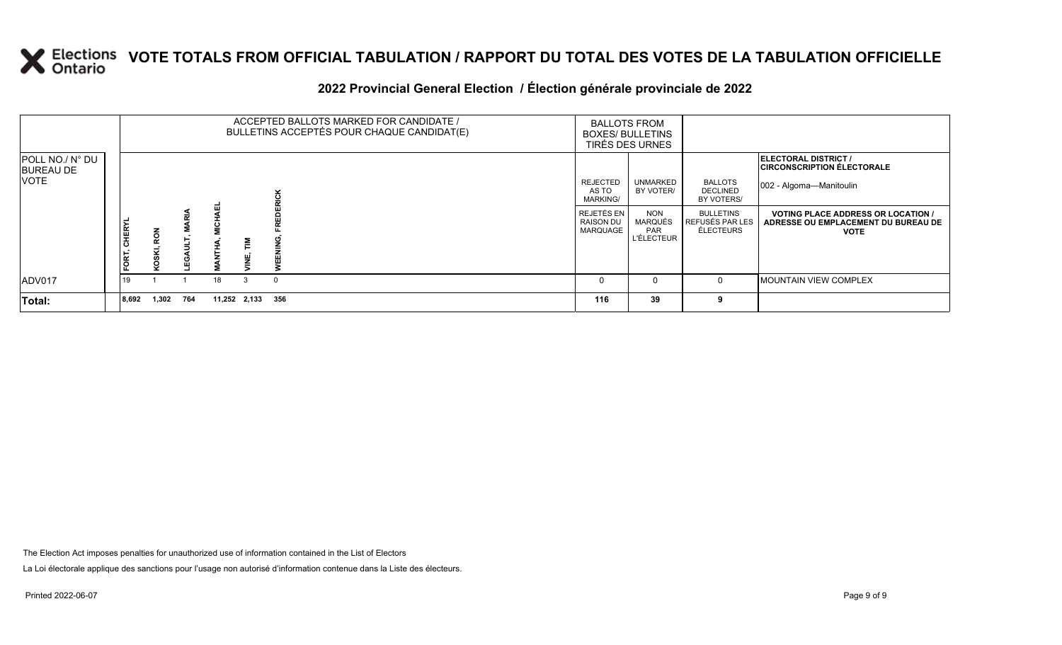# VOTE TOTALS FROM OFFICIAL TABULATION / RAPPORT DU TOTAL DES VOTES DE LA TABULATION OFFICIELLE

## 2022 Provincial General Election / Élection générale provinciale de 2022

| POLL NO./ N° DU BUREAU DE VOTE | ACCEPTED BALLOTS MARKED FOR CANDIDATE / BULLETINS ACCEPTÉS POUR CHAQUE CANDIDAT(E) | | | | | | BALLOTS FROM BOXES/ BULLETINS TIRÉS DES URNES | | | ELECTORAL DISTRICT / CIRCONSCRIPTION ÉLECTORALE 002 - Algoma—Manitoulin |
|---|---|---|---|---|---|---|---|---|---|---|
| | FORT, CHERYL | KOSKI, RON | LEGAULT, MARIA | MANTHA, MICHAEL | VINE, TIM | WEENING, FREDERICK | REJECTED AS TO MARKING/ REJETÉS EN RAISON DU MARQUAGE | UNMARKED BY VOTER/ NON MARQUÉS PAR L'ÉLECTEUR | BALLOTS DECLINED BY VOTERS/ BULLETINS REFUSÉS PAR LES ÉLECTEURS | VOTING PLACE ADDRESS OR LOCATION / ADRESSE OU EMPLACEMENT DU BUREAU DE VOTE |
| ADV017 | 19 | 1 | 1 | 18 | 3 | 0 | 0 | 0 | 0 | MOUNTAIN VIEW COMPLEX |
| **Total:** | **8,692** | **1,302** | **764** | **11,252** | **2,133** | **356** | **116** | **39** | **9** | |

The Election Act imposes penalties for unauthorized use of information contained in the List of Electors

La Loi électorale applique des sanctions pour l'usage non autorisé d'information contenue dans la Liste des électeurs.

Printed 2022-06-07